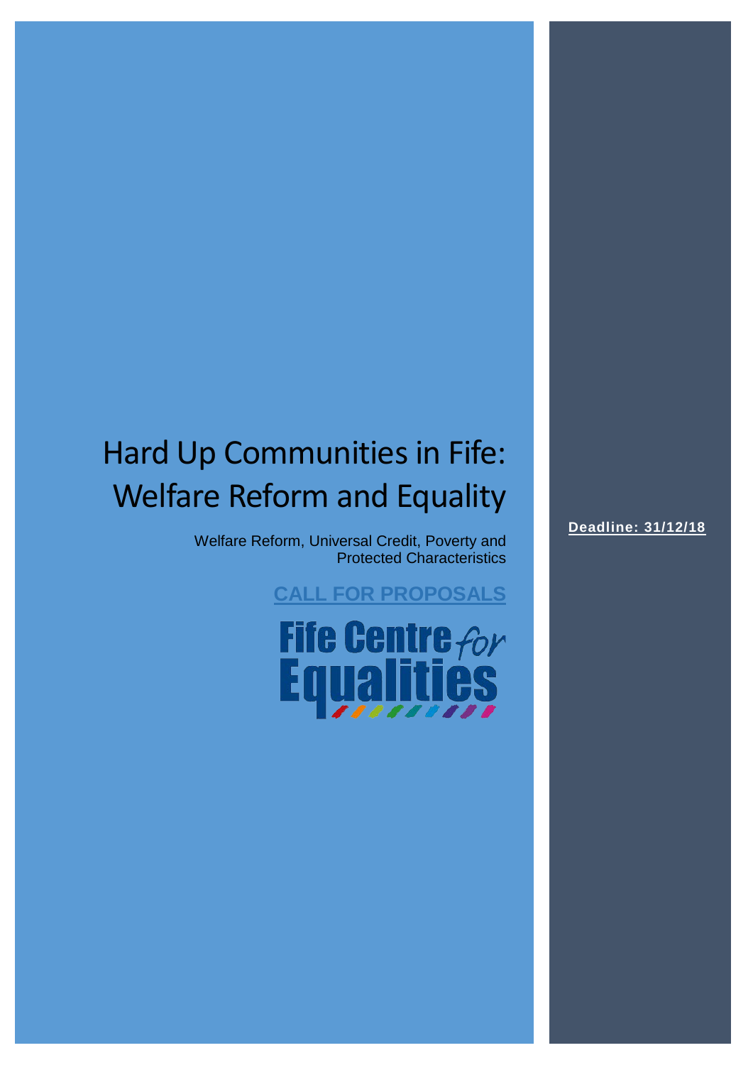# Hard Up Communities in Fife: Welfare Reform and Equality

Welfare Reform, Universal Credit, Poverty and Protected Characteristics

**CALL FOR PROPOSALS**

Fife Centre for Equalities

**Deadline: 31/12/18**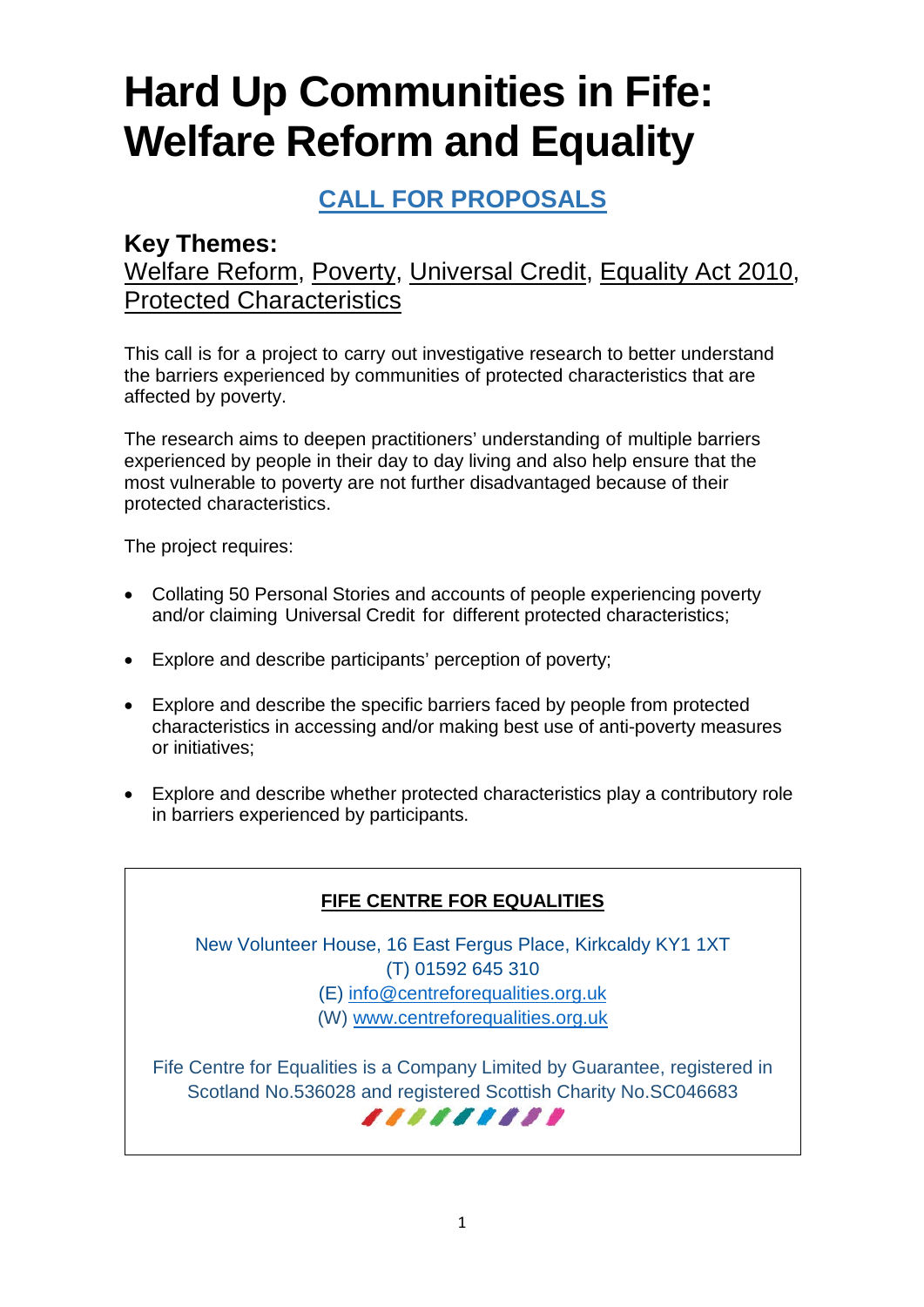# Hard Up Communities in Fife: Welfare Reform and Equality

## CALL FOR PROPOSALS

### Key Themes:

Welfare Reform, Poverty, Universal Credit, Equality Act 2010, Protected Characteristics

This call is for a project to carry out investigative research to better understand the barriers experienced by communities of protected characteristics that are affected by poverty.

The research aims to deepen practitioners' understanding of multiple barriers experienced by people in their day to day living and also help ensure that the most vulnerable to poverty are not further disadvantaged because of their protected characteristics.

The project requires:

- Collating 50 Personal Stories and accounts of people experiencing poverty and/or claiming Universal Credit for different protected characteristics;
- Explore and describe participants' perception of poverty;
- Explore and describe the specific barriers faced by people from protected characteristics in accessing and/or making best use of anti-poverty measures or initiatives;
- Explore and describe whether protected characteristics play a contributory role in barriers experienced by participants.

---

**FIFE CENTRE FOR EQUALITIES**

New Volunteer House, 16 East Fergus Place, Kirkcaldy KY1 1XT
(T) 01592 645 310
(E) info@centreforequalities.org.uk
(W) www.centreforequalities.org.uk

Fife Centre for Equalities is a Company Limited by Guarantee, registered in Scotland No.536028 and registered Scottish Charity No.SC046683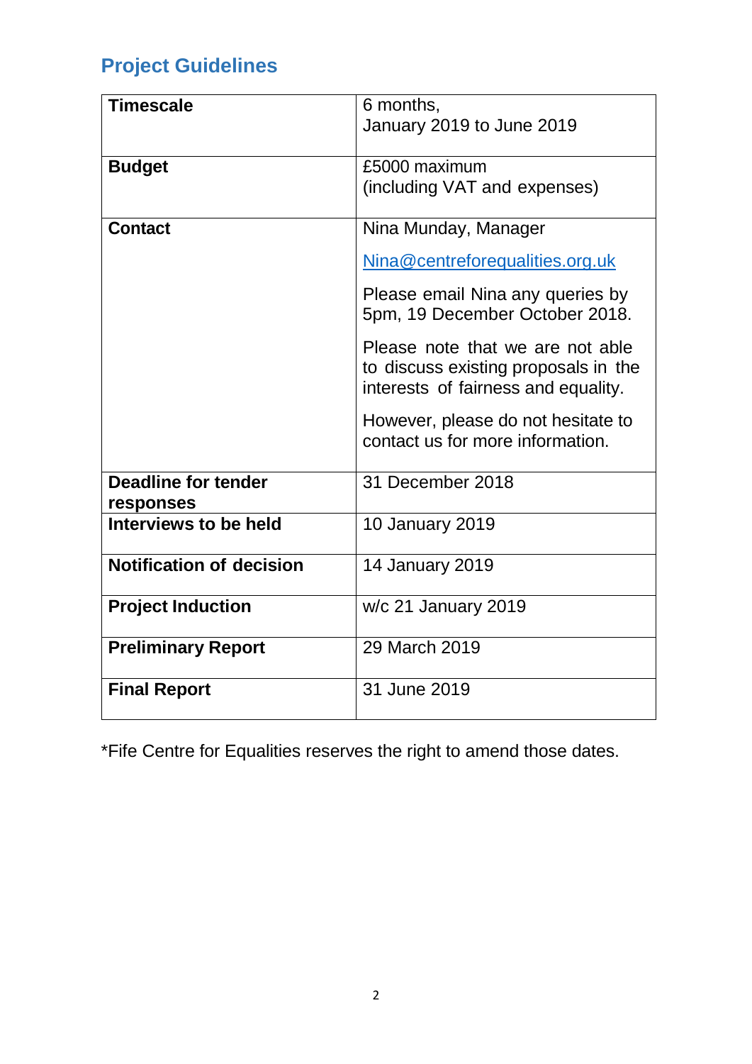## Project Guidelines

| **Timescale** | 6 months, January 2019 to June 2019 |
|---|---|
| **Budget** | £5000 maximum (including VAT and expenses) |
| **Contact** | Nina Munday, Manager<br><br>Nina@centreforequalities.org.uk<br><br>Please email Nina any queries by 5pm, 19 December October 2018.<br><br>Please note that we are not able to discuss existing proposals in the interests of fairness and equality.<br><br>However, please do not hesitate to contact us for more information. |
| **Deadline for tender responses** | 31 December 2018 |
| **Interviews to be held** | 10 January 2019 |
| **Notification of decision** | 14 January 2019 |
| **Project Induction** | w/c 21 January 2019 |
| **Preliminary Report** | 29 March 2019 |
| **Final Report** | 31 June 2019 |

*Fife Centre for Equalities reserves the right to amend those dates.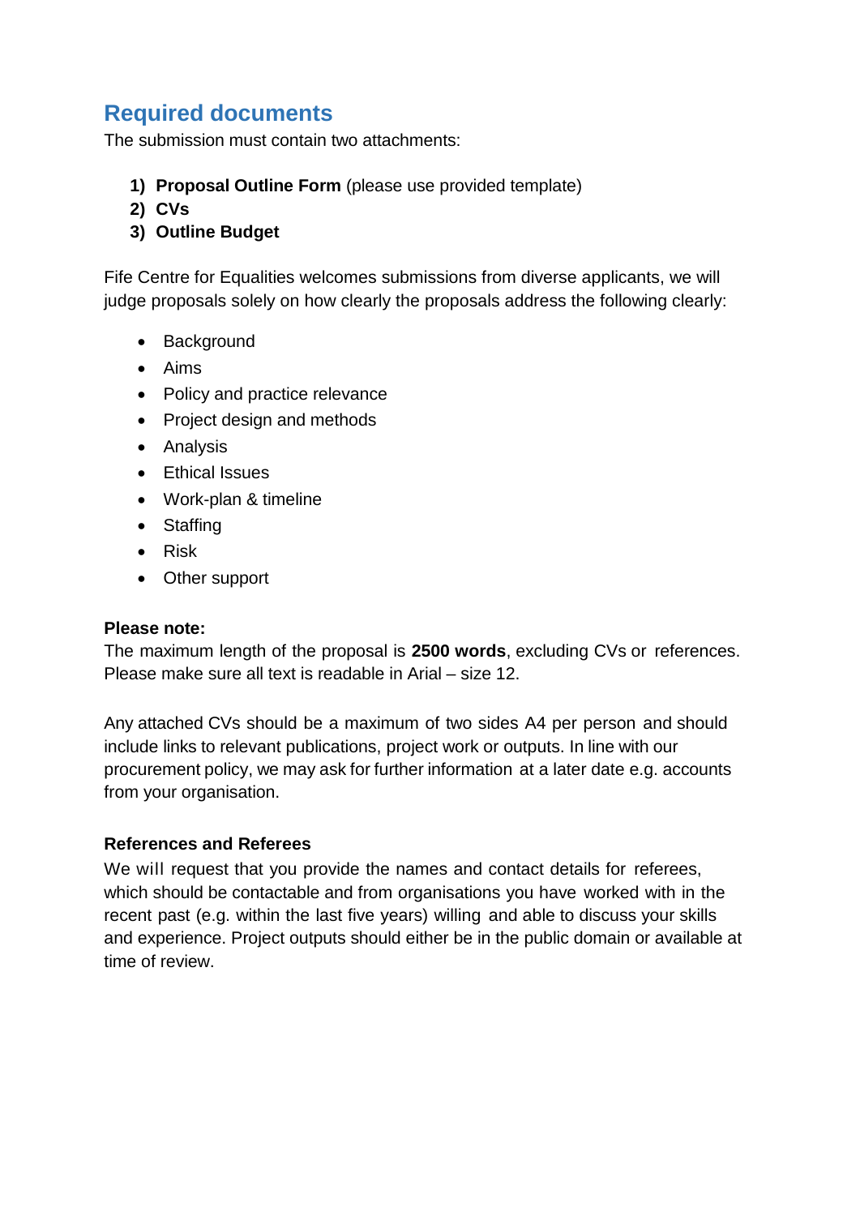## Required documents

The submission must contain two attachments:

1) **Proposal Outline Form** (please use provided template)
2) **CVs**
3) **Outline Budget**

Fife Centre for Equalities welcomes submissions from diverse applicants, we will judge proposals solely on how clearly the proposals address the following clearly:

- Background
- Aims
- Policy and practice relevance
- Project design and methods
- Analysis
- Ethical Issues
- Work-plan & timeline
- Staffing
- Risk
- Other support

**Please note:**
The maximum length of the proposal is **2500 words**, excluding CVs or references. Please make sure all text is readable in Arial – size 12.

Any attached CVs should be a maximum of two sides A4 per person and should include links to relevant publications, project work or outputs. In line with our procurement policy, we may ask for further information at a later date e.g. accounts from your organisation.

**References and Referees**
We will request that you provide the names and contact details for referees, which should be contactable and from organisations you have worked with in the recent past (e.g. within the last five years) willing and able to discuss your skills and experience. Project outputs should either be in the public domain or available at time of review.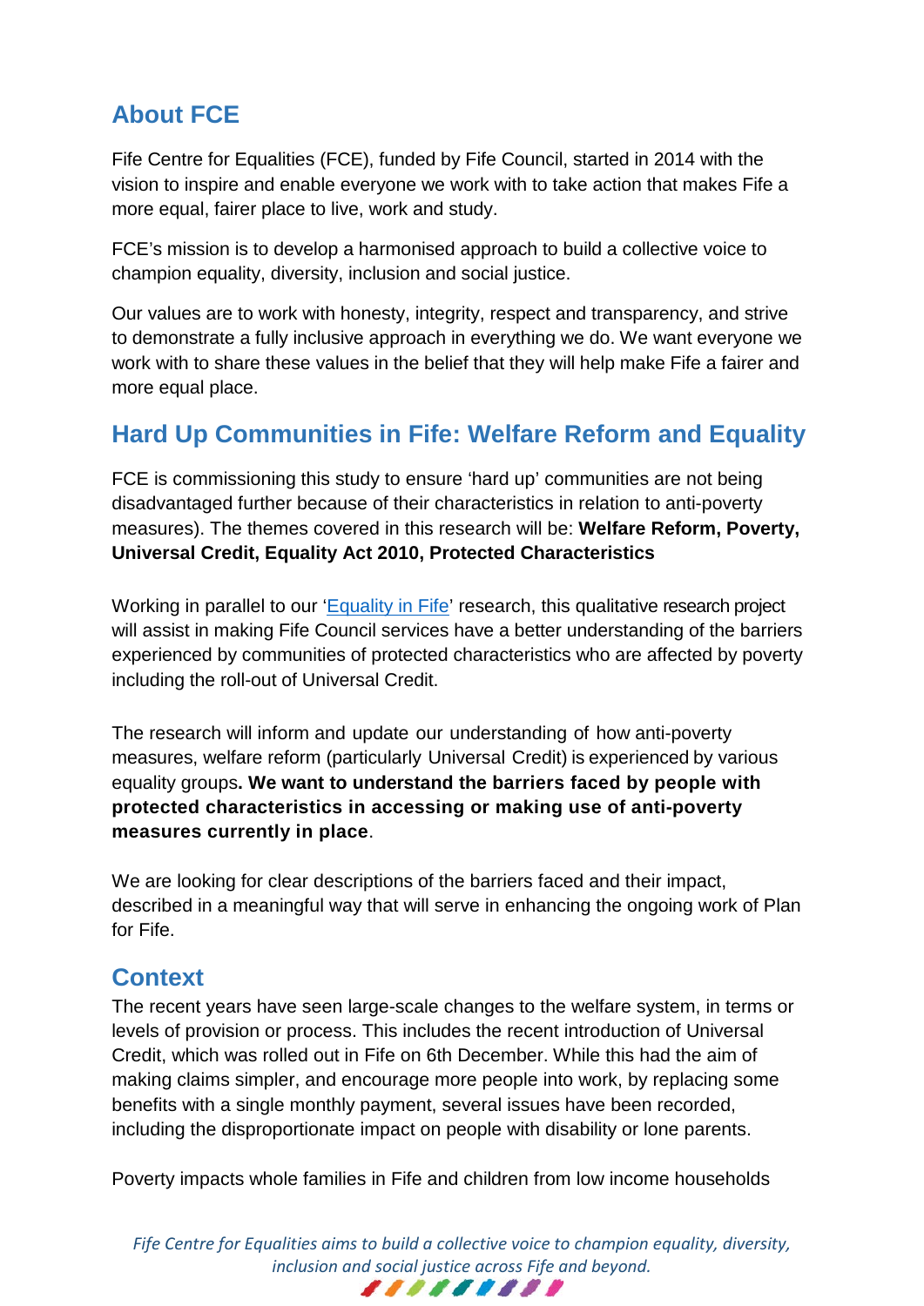## About FCE

Fife Centre for Equalities (FCE), funded by Fife Council, started in 2014 with the vision to inspire and enable everyone we work with to take action that makes Fife a more equal, fairer place to live, work and study.

FCE's mission is to develop a harmonised approach to build a collective voice to champion equality, diversity, inclusion and social justice.

Our values are to work with honesty, integrity, respect and transparency, and strive to demonstrate a fully inclusive approach in everything we do. We want everyone we work with to share these values in the belief that they will help make Fife a fairer and more equal place.

## Hard Up Communities in Fife: Welfare Reform and Equality

FCE is commissioning this study to ensure 'hard up' communities are not being disadvantaged further because of their characteristics in relation to anti-poverty measures). The themes covered in this research will be: **Welfare Reform, Poverty, Universal Credit, Equality Act 2010, Protected Characteristics**

Working in parallel to our '[Equality in Fife]' research, this qualitative research project will assist in making Fife Council services have a better understanding of the barriers experienced by communities of protected characteristics who are affected by poverty including the roll-out of Universal Credit.

The research will inform and update our understanding of how anti-poverty measures, welfare reform (particularly Universal Credit) is experienced by various equality groups**. We want to understand the barriers faced by people with protected characteristics in accessing or making use of anti-poverty measures currently in place**.

We are looking for clear descriptions of the barriers faced and their impact, described in a meaningful way that will serve in enhancing the ongoing work of Plan for Fife.

## Context

The recent years have seen large-scale changes to the welfare system, in terms or levels of provision or process. This includes the recent introduction of Universal Credit, which was rolled out in Fife on 6th December. While this had the aim of making claims simpler, and encourage more people into work, by replacing some benefits with a single monthly payment, several issues have been recorded, including the disproportionate impact on people with disability or lone parents.

Poverty impacts whole families in Fife and children from low income households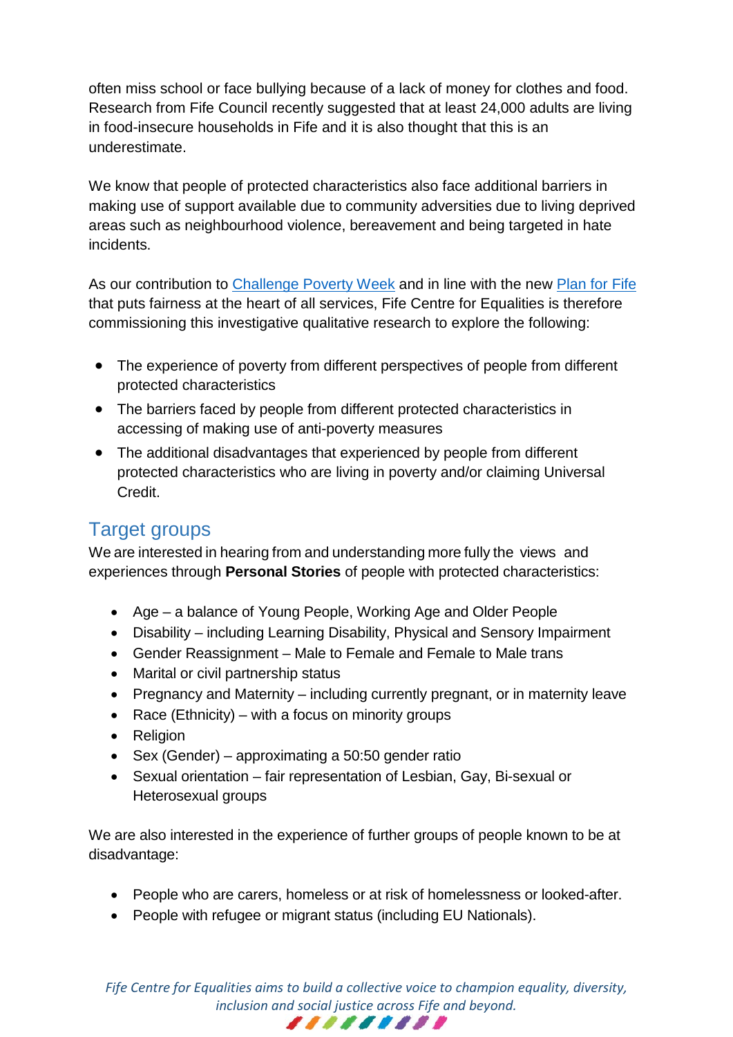often miss school or face bullying because of a lack of money for clothes and food. Research from Fife Council recently suggested that at least 24,000 adults are living in food-insecure households in Fife and it is also thought that this is an underestimate.

We know that people of protected characteristics also face additional barriers in making use of support available due to community adversities due to living deprived areas such as neighbourhood violence, bereavement and being targeted in hate incidents.

As our contribution to Challenge Poverty Week and in line with the new Plan for Fife that puts fairness at the heart of all services, Fife Centre for Equalities is therefore commissioning this investigative qualitative research to explore the following:

- The experience of poverty from different perspectives of people from different protected characteristics
- The barriers faced by people from different protected characteristics in accessing of making use of anti-poverty measures
- The additional disadvantages that experienced by people from different protected characteristics who are living in poverty and/or claiming Universal Credit.

## Target groups

We are interested in hearing from and understanding more fully the views and experiences through **Personal Stories** of people with protected characteristics:

- Age – a balance of Young People, Working Age and Older People
- Disability – including Learning Disability, Physical and Sensory Impairment
- Gender Reassignment – Male to Female and Female to Male trans
- Marital or civil partnership status
- Pregnancy and Maternity – including currently pregnant, or in maternity leave
- Race (Ethnicity) – with a focus on minority groups
- Religion
- Sex (Gender) – approximating a 50:50 gender ratio
- Sexual orientation – fair representation of Lesbian, Gay, Bi-sexual or Heterosexual groups

We are also interested in the experience of further groups of people known to be at disadvantage:

- People who are carers, homeless or at risk of homelessness or looked-after.
- People with refugee or migrant status (including EU Nationals).

*Fife Centre for Equalities aims to build a collective voice to champion equality, diversity, inclusion and social justice across Fife and beyond.*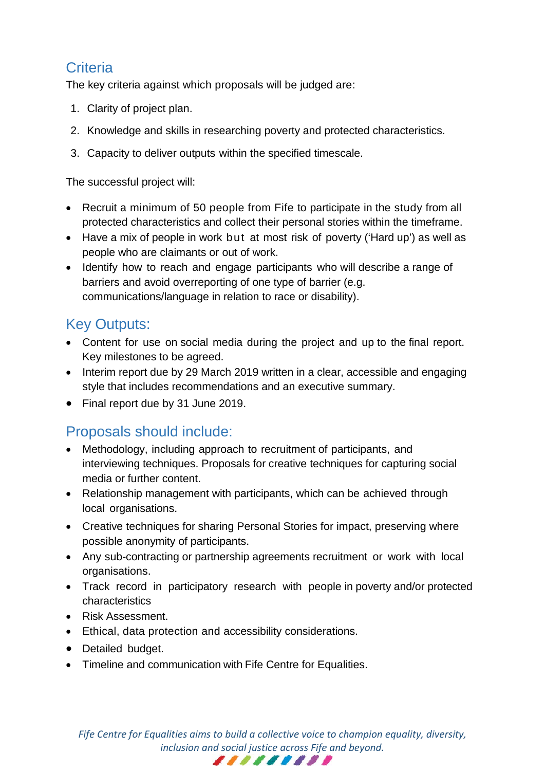## Criteria

The key criteria against which proposals will be judged are:

1. Clarity of project plan.
2. Knowledge and skills in researching poverty and protected characteristics.
3. Capacity to deliver outputs within the specified timescale.

The successful project will:

- Recruit a minimum of 50 people from Fife to participate in the study from all protected characteristics and collect their personal stories within the timeframe.
- Have a mix of people in work but at most risk of poverty ('Hard up') as well as people who are claimants or out of work.
- Identify how to reach and engage participants who will describe a range of barriers and avoid overreporting of one type of barrier (e.g. communications/language in relation to race or disability).

## Key Outputs:

- Content for use on social media during the project and up to the final report. Key milestones to be agreed.
- Interim report due by 29 March 2019 written in a clear, accessible and engaging style that includes recommendations and an executive summary.
- Final report due by 31 June 2019.

## Proposals should include:

- Methodology, including approach to recruitment of participants, and interviewing techniques. Proposals for creative techniques for capturing social media or further content.
- Relationship management with participants, which can be achieved through local organisations.
- Creative techniques for sharing Personal Stories for impact, preserving where possible anonymity of participants.
- Any sub-contracting or partnership agreements recruitment or work with local organisations.
- Track record in participatory research with people in poverty and/or protected characteristics
- Risk Assessment.
- Ethical, data protection and accessibility considerations.
- Detailed budget.
- Timeline and communication with Fife Centre for Equalities.

*Fife Centre for Equalities aims to build a collective voice to champion equality, diversity, inclusion and social justice across Fife and beyond.*